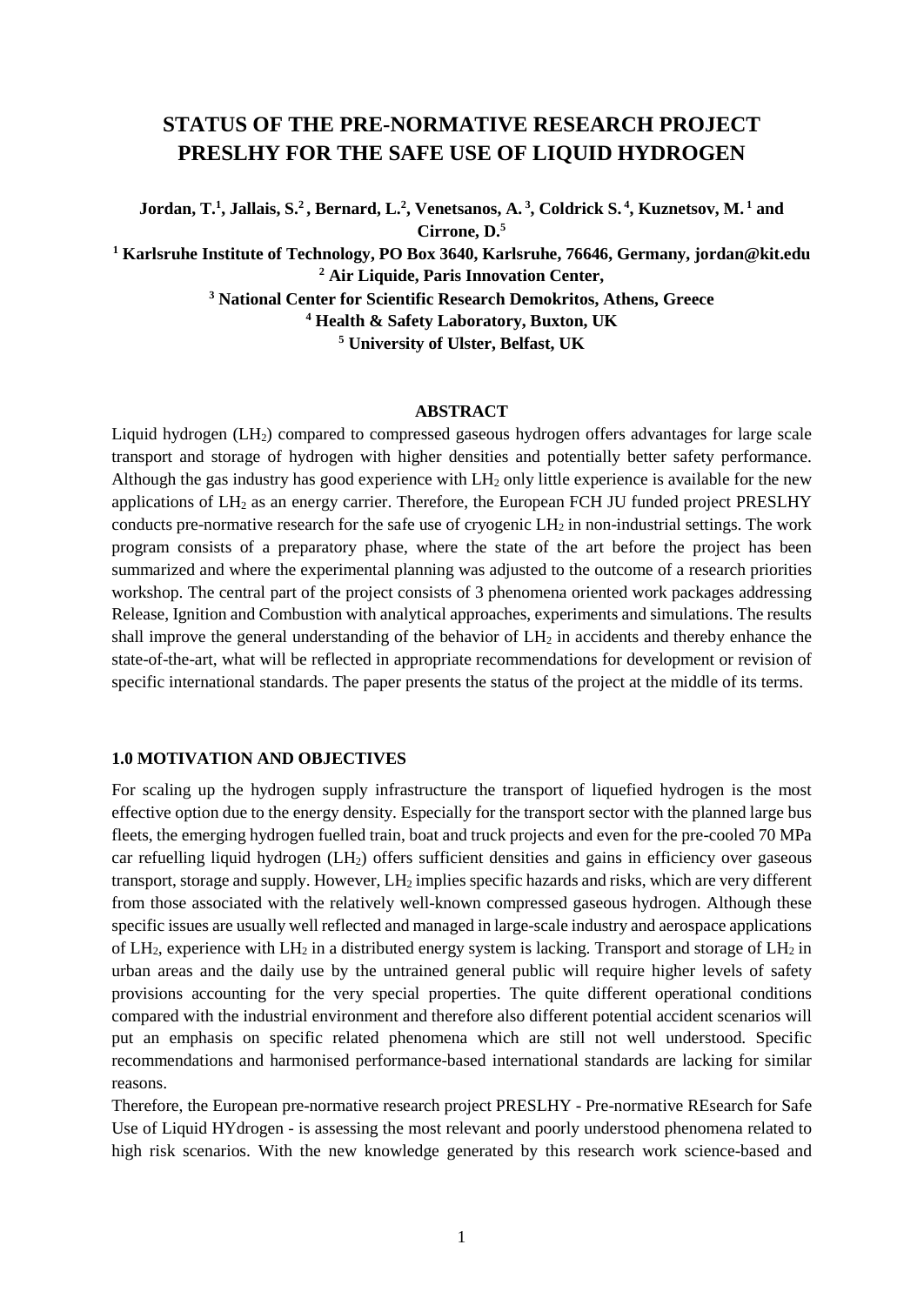# STATUS OF THE PRE-NORMATIVE RESEARCH PROJECT PRESLHY FOR THE SAFE USE OF LIQUID HYDROGEN

**Jordan, T.[1], Jallais, S.[2], Bernard, L.[2], Venetsanos, A.[3], Coldrick S.[4], Kuznetsov, M.[1] and Cirrone, D.[5]**

**[1] Karlsruhe Institute of Technology, PO Box 3640, Karlsruhe, 76646, Germany, jordan@kit.edu**
**[2] Air Liquide, Paris Innovation Center,**
**[3] National Center for Scientific Research Demokritos, Athens, Greece**
**[4] Health & Safety Laboratory, Buxton, UK**
**[5] University of Ulster, Belfast, UK**

## ABSTRACT

Liquid hydrogen ($LH_2$) compared to compressed gaseous hydrogen offers advantages for large scale transport and storage of hydrogen with higher densities and potentially better safety performance. Although the gas industry has good experience with $LH_2$ only little experience is available for the new applications of $LH_2$ as an energy carrier. Therefore, the European FCH JU funded project PRESLHY conducts pre-normative research for the safe use of cryogenic $LH_2$ in non-industrial settings. The work program consists of a preparatory phase, where the state of the art before the project has been summarized and where the experimental planning was adjusted to the outcome of a research priorities workshop. The central part of the project consists of 3 phenomena oriented work packages addressing Release, Ignition and Combustion with analytical approaches, experiments and simulations. The results shall improve the general understanding of the behavior of $LH_2$ in accidents and thereby enhance the state-of-the-art, what will be reflected in appropriate recommendations for development or revision of specific international standards. The paper presents the status of the project at the middle of its terms.

## 1.0 MOTIVATION AND OBJECTIVES

For scaling up the hydrogen supply infrastructure the transport of liquefied hydrogen is the most effective option due to the energy density. Especially for the transport sector with the planned large bus fleets, the emerging hydrogen fuelled train, boat and truck projects and even for the pre-cooled 70 MPa car refuelling liquid hydrogen ($LH_2$) offers sufficient densities and gains in efficiency over gaseous transport, storage and supply. However, $LH_2$ implies specific hazards and risks, which are very different from those associated with the relatively well-known compressed gaseous hydrogen. Although these specific issues are usually well reflected and managed in large-scale industry and aerospace applications of $LH_2$, experience with $LH_2$ in a distributed energy system is lacking. Transport and storage of $LH_2$ in urban areas and the daily use by the untrained general public will require higher levels of safety provisions accounting for the very special properties. The quite different operational conditions compared with the industrial environment and therefore also different potential accident scenarios will put an emphasis on specific related phenomena which are still not well understood. Specific recommendations and harmonised performance-based international standards are lacking for similar reasons.

Therefore, the European pre-normative research project PRESLHY - Pre-normative REsearch for Safe Use of Liquid HYdrogen - is assessing the most relevant and poorly understood phenomena related to high risk scenarios. With the new knowledge generated by this research work science-based and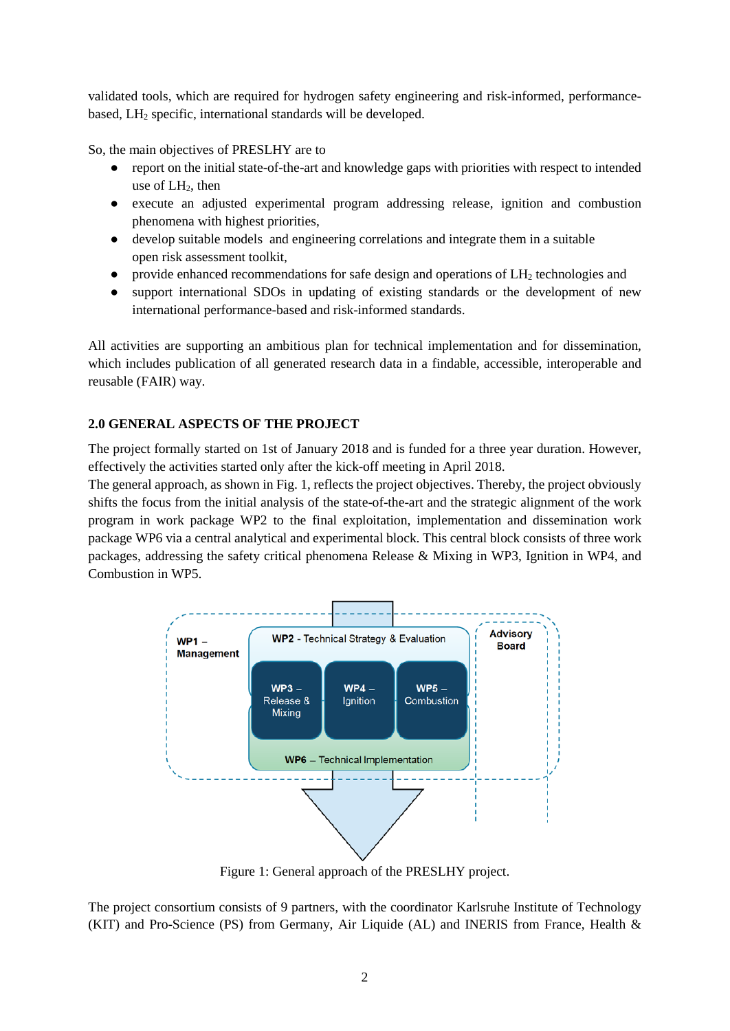validated tools, which are required for hydrogen safety engineering and risk-informed, performance-based, $LH_2$ specific, international standards will be developed.

So, the main objectives of PRESLHY are to

- report on the initial state-of-the-art and knowledge gaps with priorities with respect to intended use of $LH_2$, then
- execute an adjusted experimental program addressing release, ignition and combustion phenomena with highest priorities,
- develop suitable models and engineering correlations and integrate them in a suitable open risk assessment toolkit,
- provide enhanced recommendations for safe design and operations of $LH_2$ technologies and
- support international SDOs in updating of existing standards or the development of new international performance-based and risk-informed standards.

All activities are supporting an ambitious plan for technical implementation and for dissemination, which includes publication of all generated research data in a findable, accessible, interoperable and reusable (FAIR) way.

## 2.0 GENERAL ASPECTS OF THE PROJECT

The project formally started on 1st of January 2018 and is funded for a three year duration. However, effectively the activities started only after the kick-off meeting in April 2018.

The general approach, as shown in Fig. 1, reflects the project objectives. Thereby, the project obviously shifts the focus from the initial analysis of the state-of-the-art and the strategic alignment of the work program in work package WP2 to the final exploitation, implementation and dissemination work package WP6 via a central analytical and experimental block. This central block consists of three work packages, addressing the safety critical phenomena Release & Mixing in WP3, Ignition in WP4, and Combustion in WP5.

Figure 1: General approach of the PRESLHY project.

The project consortium consists of 9 partners, with the coordinator Karlsruhe Institute of Technology (KIT) and Pro-Science (PS) from Germany, Air Liquide (AL) and INERIS from France, Health &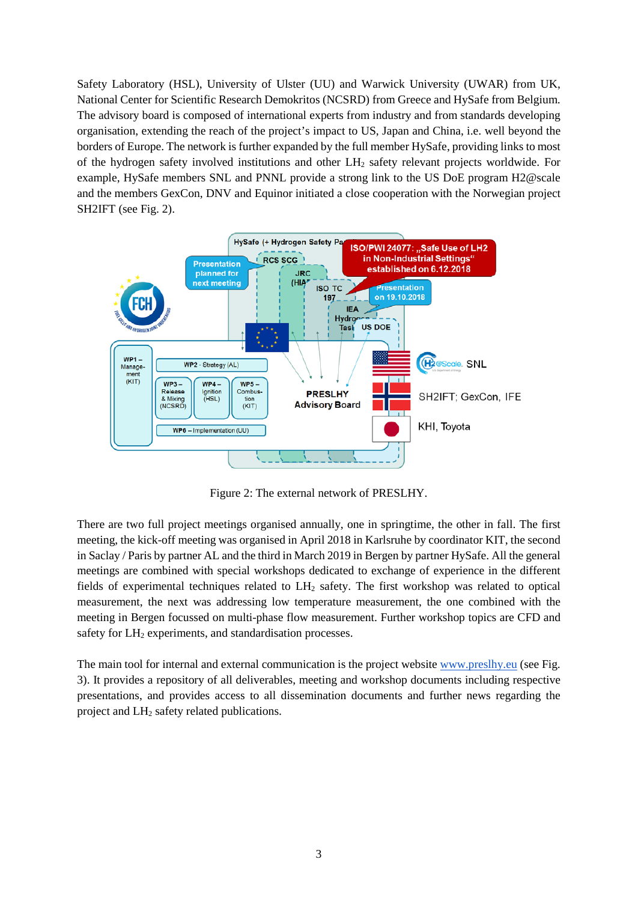Safety Laboratory (HSL), University of Ulster (UU) and Warwick University (UWAR) from UK, National Center for Scientific Research Demokritos (NCSRD) from Greece and HySafe from Belgium. The advisory board is composed of international experts from industry and from standards developing organisation, extending the reach of the project's impact to US, Japan and China, i.e. well beyond the borders of Europe. The network is further expanded by the full member HySafe, providing links to most of the hydrogen safety involved institutions and other $LH_2$ safety relevant projects worldwide. For example, HySafe members SNL and PNNL provide a strong link to the US DoE program H2@scale and the members GexCon, DNV and Equinor initiated a close cooperation with the Norwegian project SH2IFT (see Fig. 2).

Figure 2: The external network of PRESLHY.

There are two full project meetings organised annually, one in springtime, the other in fall. The first meeting, the kick-off meeting was organised in April 2018 in Karlsruhe by coordinator KIT, the second in Saclay / Paris by partner AL and the third in March 2019 in Bergen by partner HySafe. All the general meetings are combined with special workshops dedicated to exchange of experience in the different fields of experimental techniques related to $LH_2$ safety. The first workshop was related to optical measurement, the next was addressing low temperature measurement, the one combined with the meeting in Bergen focussed on multi-phase flow measurement. Further workshop topics are CFD and safety for $LH_2$ experiments, and standardisation processes.

The main tool for internal and external communication is the project website www.preslhy.eu (see Fig. 3). It provides a repository of all deliverables, meeting and workshop documents including respective presentations, and provides access to all dissemination documents and further news regarding the project and $LH_2$ safety related publications.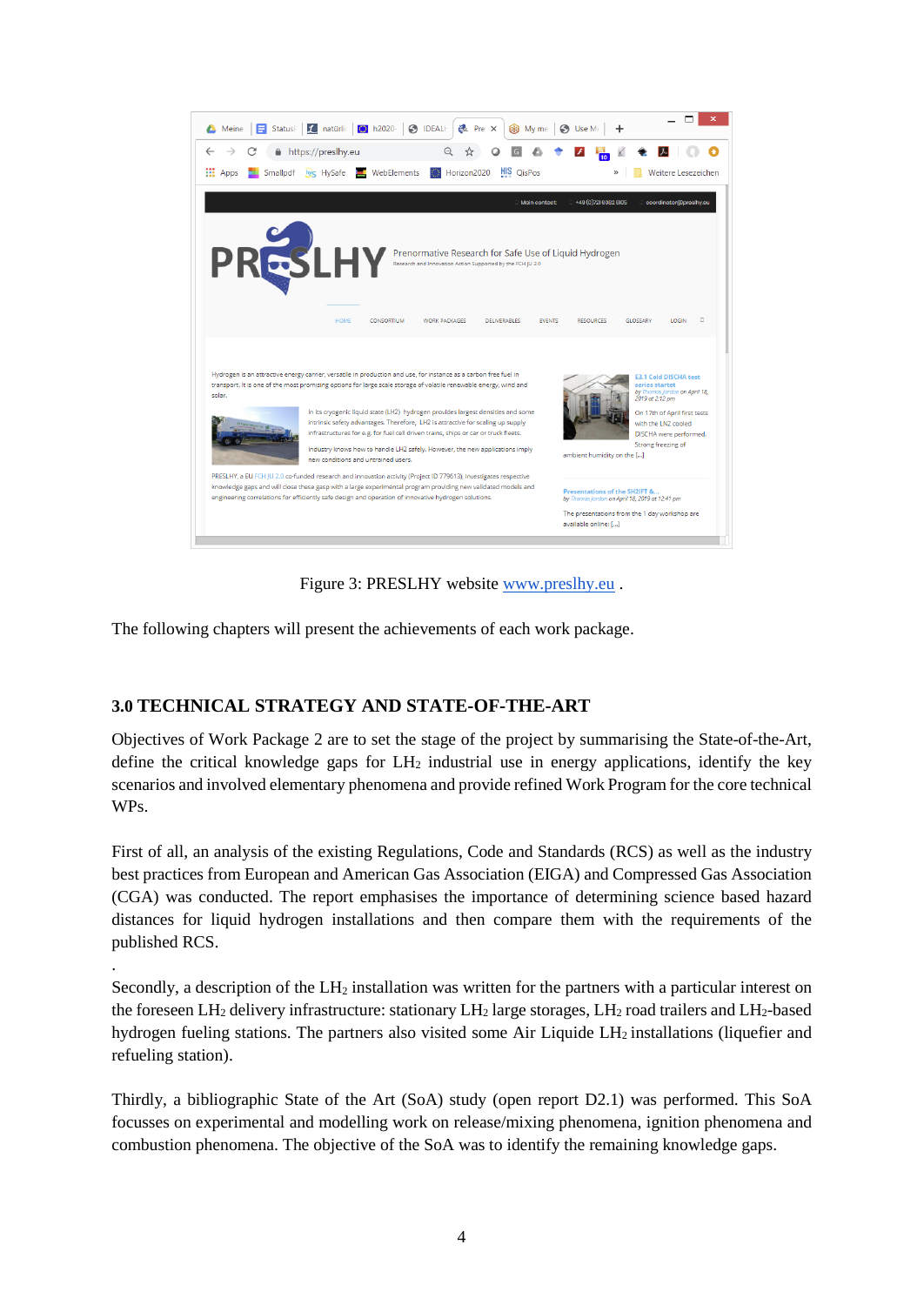Figure 3: PRESLHY website www.preslhy.eu .

The following chapters will present the achievements of each work package.

## 3.0 TECHNICAL STRATEGY AND STATE-OF-THE-ART

Objectives of Work Package 2 are to set the stage of the project by summarising the State-of-the-Art, define the critical knowledge gaps for $LH_2$ industrial use in energy applications, identify the key scenarios and involved elementary phenomena and provide refined Work Program for the core technical WPs.

First of all, an analysis of the existing Regulations, Code and Standards (RCS) as well as the industry best practices from European and American Gas Association (EIGA) and Compressed Gas Association (CGA) was conducted. The report emphasises the importance of determining science based hazard distances for liquid hydrogen installations and then compare them with the requirements of the published RCS.

.

Secondly, a description of the $LH_2$ installation was written for the partners with a particular interest on the foreseen $LH_2$ delivery infrastructure: stationary $LH_2$ large storages, $LH_2$ road trailers and $LH_2$-based hydrogen fueling stations. The partners also visited some Air Liquide $LH_2$ installations (liquefier and refueling station).

Thirdly, a bibliographic State of the Art (SoA) study (open report D2.1) was performed. This SoA focusses on experimental and modelling work on release/mixing phenomena, ignition phenomena and combustion phenomena. The objective of the SoA was to identify the remaining knowledge gaps.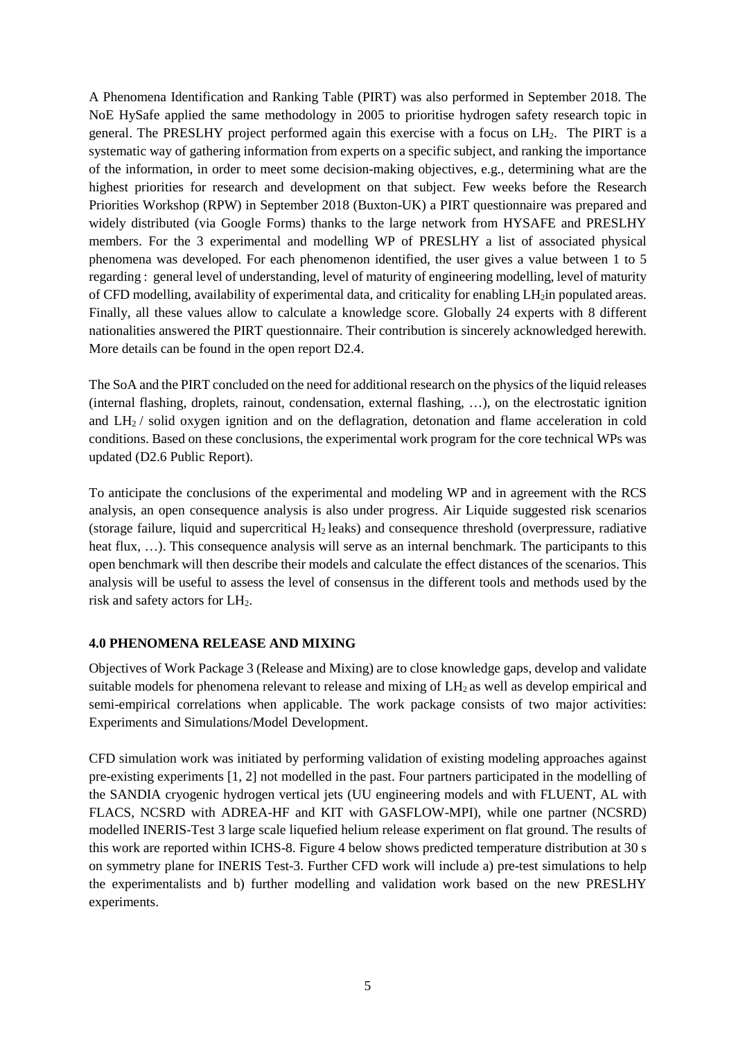A Phenomena Identification and Ranking Table (PIRT) was also performed in September 2018. The NoE HySafe applied the same methodology in 2005 to prioritise hydrogen safety research topic in general. The PRESLHY project performed again this exercise with a focus on $LH_2$. The PIRT is a systematic way of gathering information from experts on a specific subject, and ranking the importance of the information, in order to meet some decision-making objectives, e.g., determining what are the highest priorities for research and development on that subject. Few weeks before the Research Priorities Workshop (RPW) in September 2018 (Buxton-UK) a PIRT questionnaire was prepared and widely distributed (via Google Forms) thanks to the large network from HYSAFE and PRESLHY members. For the 3 experimental and modelling WP of PRESLHY a list of associated physical phenomena was developed. For each phenomenon identified, the user gives a value between 1 to 5 regarding : general level of understanding, level of maturity of engineering modelling, level of maturity of CFD modelling, availability of experimental data, and criticality for enabling $LH_2$in populated areas. Finally, all these values allow to calculate a knowledge score. Globally 24 experts with 8 different nationalities answered the PIRT questionnaire. Their contribution is sincerely acknowledged herewith. More details can be found in the open report D2.4.

The SoA and the PIRT concluded on the need for additional research on the physics of the liquid releases (internal flashing, droplets, rainout, condensation, external flashing, …), on the electrostatic ignition and $LH_2$ / solid oxygen ignition and on the deflagration, detonation and flame acceleration in cold conditions. Based on these conclusions, the experimental work program for the core technical WPs was updated (D2.6 Public Report).

To anticipate the conclusions of the experimental and modeling WP and in agreement with the RCS analysis, an open consequence analysis is also under progress. Air Liquide suggested risk scenarios (storage failure, liquid and supercritical $H_2$ leaks) and consequence threshold (overpressure, radiative heat flux, …). This consequence analysis will serve as an internal benchmark. The participants to this open benchmark will then describe their models and calculate the effect distances of the scenarios. This analysis will be useful to assess the level of consensus in the different tools and methods used by the risk and safety actors for $LH_2$.

## 4.0 PHENOMENA RELEASE AND MIXING

Objectives of Work Package 3 (Release and Mixing) are to close knowledge gaps, develop and validate suitable models for phenomena relevant to release and mixing of $LH_2$ as well as develop empirical and semi-empirical correlations when applicable. The work package consists of two major activities: Experiments and Simulations/Model Development.

CFD simulation work was initiated by performing validation of existing modeling approaches against pre-existing experiments [1, 2] not modelled in the past. Four partners participated in the modelling of the SANDIA cryogenic hydrogen vertical jets (UU engineering models and with FLUENT, AL with FLACS, NCSRD with ADREA-HF and KIT with GASFLOW-MPI), while one partner (NCSRD) modelled INERIS-Test 3 large scale liquefied helium release experiment on flat ground. The results of this work are reported within ICHS-8. Figure 4 below shows predicted temperature distribution at 30 s on symmetry plane for INERIS Test-3. Further CFD work will include a) pre-test simulations to help the experimentalists and b) further modelling and validation work based on the new PRESLHY experiments.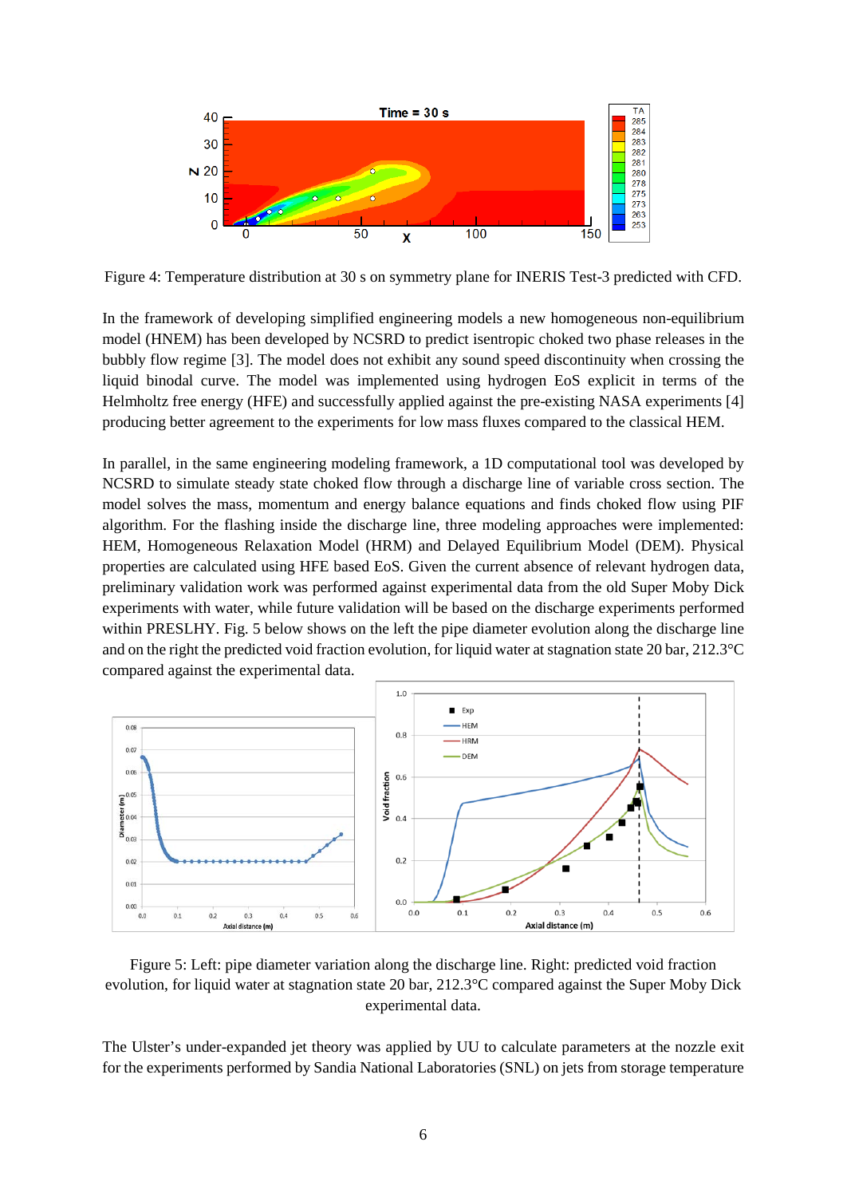Figure 4: Temperature distribution at 30 s on symmetry plane for INERIS Test-3 predicted with CFD.

In the framework of developing simplified engineering models a new homogeneous non-equilibrium model (HNEM) has been developed by NCSRD to predict isentropic choked two phase releases in the bubbly flow regime [3]. The model does not exhibit any sound speed discontinuity when crossing the liquid binodal curve. The model was implemented using hydrogen EoS explicit in terms of the Helmholtz free energy (HFE) and successfully applied against the pre-existing NASA experiments [4] producing better agreement to the experiments for low mass fluxes compared to the classical HEM.

In parallel, in the same engineering modeling framework, a 1D computational tool was developed by NCSRD to simulate steady state choked flow through a discharge line of variable cross section. The model solves the mass, momentum and energy balance equations and finds choked flow using PIF algorithm. For the flashing inside the discharge line, three modeling approaches were implemented: HEM, Homogeneous Relaxation Model (HRM) and Delayed Equilibrium Model (DEM). Physical properties are calculated using HFE based EoS. Given the current absence of relevant hydrogen data, preliminary validation work was performed against experimental data from the old Super Moby Dick experiments with water, while future validation will be based on the discharge experiments performed within PRESLHY. Fig. 5 below shows on the left the pipe diameter evolution along the discharge line and on the right the predicted void fraction evolution, for liquid water at stagnation state 20 bar, 212.3°C compared against the experimental data.

Figure 5: Left: pipe diameter variation along the discharge line. Right: predicted void fraction evolution, for liquid water at stagnation state 20 bar, 212.3°C compared against the Super Moby Dick experimental data.

The Ulster's under-expanded jet theory was applied by UU to calculate parameters at the nozzle exit for the experiments performed by Sandia National Laboratories (SNL) on jets from storage temperature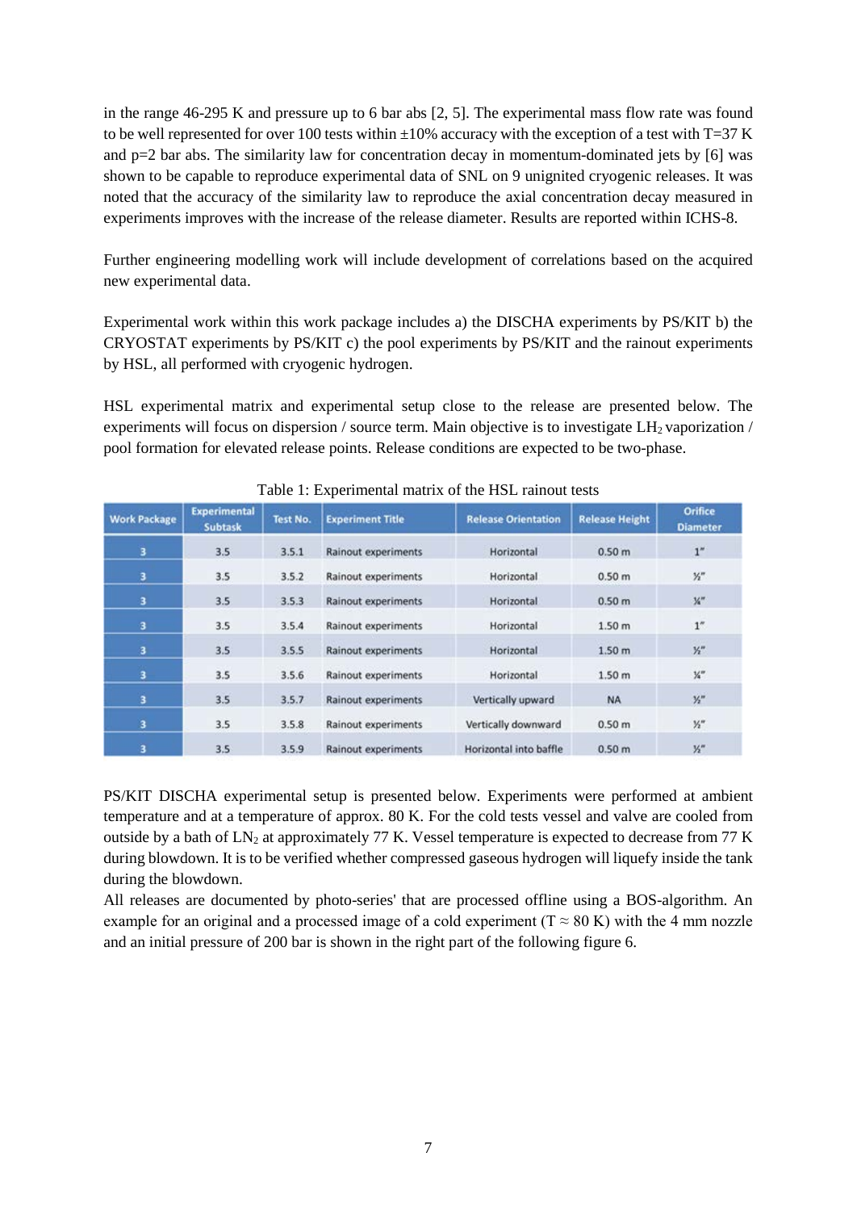in the range 46-295 K and pressure up to 6 bar abs [2, 5]. The experimental mass flow rate was found to be well represented for over 100 tests within ±10% accuracy with the exception of a test with T=37 K and p=2 bar abs. The similarity law for concentration decay in momentum-dominated jets by [6] was shown to be capable to reproduce experimental data of SNL on 9 unignited cryogenic releases. It was noted that the accuracy of the similarity law to reproduce the axial concentration decay measured in experiments improves with the increase of the release diameter. Results are reported within ICHS-8.

Further engineering modelling work will include development of correlations based on the acquired new experimental data.

Experimental work within this work package includes a) the DISCHA experiments by PS/KIT b) the CRYOSTAT experiments by PS/KIT c) the pool experiments by PS/KIT and the rainout experiments by HSL, all performed with cryogenic hydrogen.

HSL experimental matrix and experimental setup close to the release are presented below. The experiments will focus on dispersion / source term. Main objective is to investigate $LH_2$ vaporization / pool formation for elevated release points. Release conditions are expected to be two-phase.

Table 1: Experimental matrix of the HSL rainout tests

| Work Package | Experimental Subtask | Test No. | Experiment Title | Release Orientation | Release Height | Orifice Diameter |
|---|---|---|---|---|---|---|
| 3 | 3.5 | 3.5.1 | Rainout experiments | Horizontal | 0.50 m | 1" |
| 3 | 3.5 | 3.5.2 | Rainout experiments | Horizontal | 0.50 m | ½" |
| 3 | 3.5 | 3.5.3 | Rainout experiments | Horizontal | 0.50 m | ¼" |
| 3 | 3.5 | 3.5.4 | Rainout experiments | Horizontal | 1.50 m | 1" |
| 3 | 3.5 | 3.5.5 | Rainout experiments | Horizontal | 1.50 m | ½" |
| 3 | 3.5 | 3.5.6 | Rainout experiments | Horizontal | 1.50 m | ¼" |
| 3 | 3.5 | 3.5.7 | Rainout experiments | Vertically upward | NA | ½" |
| 3 | 3.5 | 3.5.8 | Rainout experiments | Vertically downward | 0.50 m | ½" |
| 3 | 3.5 | 3.5.9 | Rainout experiments | Horizontal into baffle | 0.50 m | ½" |

PS/KIT DISCHA experimental setup is presented below. Experiments were performed at ambient temperature and at a temperature of approx. 80 K. For the cold tests vessel and valve are cooled from outside by a bath of $LN_2$ at approximately 77 K. Vessel temperature is expected to decrease from 77 K during blowdown. It is to be verified whether compressed gaseous hydrogen will liquefy inside the tank during the blowdown.
All releases are documented by photo-series' that are processed offline using a BOS-algorithm. An example for an original and a processed image of a cold experiment ($T \approx 80$ K) with the 4 mm nozzle and an initial pressure of 200 bar is shown in the right part of the following figure 6.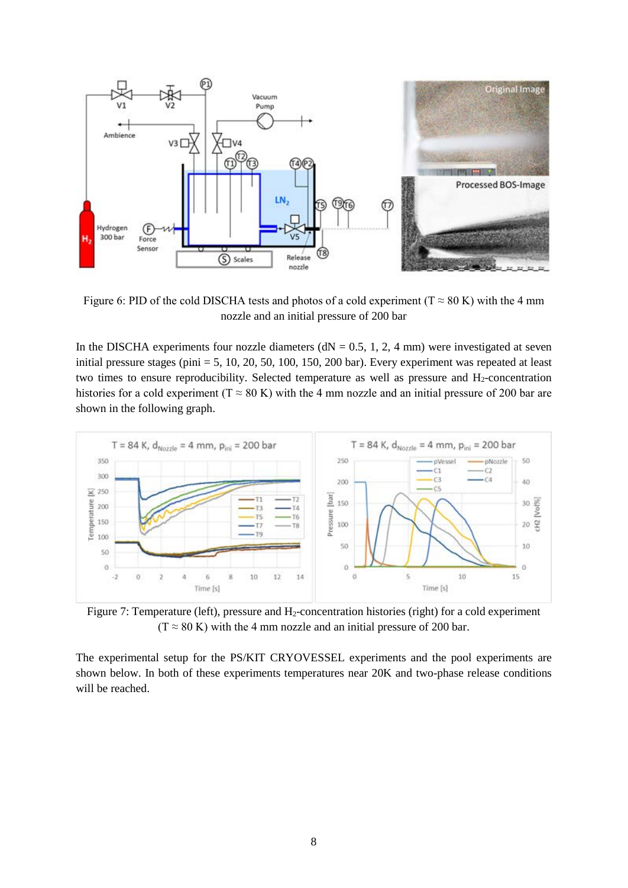Figure 6: PID of the cold DISCHA tests and photos of a cold experiment (T ≈ 80 K) with the 4 mm nozzle and an initial pressure of 200 bar

In the DISCHA experiments four nozzle diameters (dN = 0.5, 1, 2, 4 mm) were investigated at seven initial pressure stages (pini = 5, 10, 20, 50, 100, 150, 200 bar). Every experiment was repeated at least two times to ensure reproducibility. Selected temperature as well as pressure and $H_2$-concentration histories for a cold experiment (T ≈ 80 K) with the 4 mm nozzle and an initial pressure of 200 bar are shown in the following graph.

Figure 7: Temperature (left), pressure and $H_2$-concentration histories (right) for a cold experiment (T ≈ 80 K) with the 4 mm nozzle and an initial pressure of 200 bar.

The experimental setup for the PS/KIT CRYOVESSEL experiments and the pool experiments are shown below. In both of these experiments temperatures near 20K and two-phase release conditions will be reached.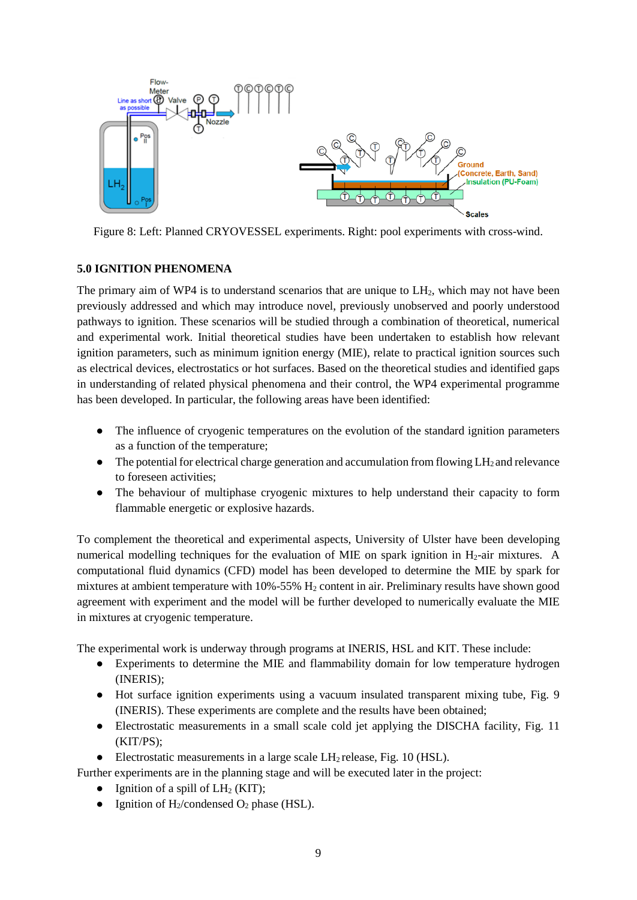Figure 8: Left: Planned CRYOVESSEL experiments. Right: pool experiments with cross-wind.

## 5.0 IGNITION PHENOMENA

The primary aim of WP4 is to understand scenarios that are unique to $LH_2$, which may not have been previously addressed and which may introduce novel, previously unobserved and poorly understood pathways to ignition. These scenarios will be studied through a combination of theoretical, numerical and experimental work. Initial theoretical studies have been undertaken to establish how relevant ignition parameters, such as minimum ignition energy (MIE), relate to practical ignition sources such as electrical devices, electrostatics or hot surfaces. Based on the theoretical studies and identified gaps in understanding of related physical phenomena and their control, the WP4 experimental programme has been developed. In particular, the following areas have been identified:

- The influence of cryogenic temperatures on the evolution of the standard ignition parameters as a function of the temperature;
- The potential for electrical charge generation and accumulation from flowing $LH_2$ and relevance to foreseen activities;
- The behaviour of multiphase cryogenic mixtures to help understand their capacity to form flammable energetic or explosive hazards.

To complement the theoretical and experimental aspects, University of Ulster have been developing numerical modelling techniques for the evaluation of MIE on spark ignition in $H_2$-air mixtures. A computational fluid dynamics (CFD) model has been developed to determine the MIE by spark for mixtures at ambient temperature with 10%-55% $H_2$ content in air. Preliminary results have shown good agreement with experiment and the model will be further developed to numerically evaluate the MIE in mixtures at cryogenic temperature.

The experimental work is underway through programs at INERIS, HSL and KIT. These include:

- Experiments to determine the MIE and flammability domain for low temperature hydrogen (INERIS);
- Hot surface ignition experiments using a vacuum insulated transparent mixing tube, Fig. 9 (INERIS). These experiments are complete and the results have been obtained;
- Electrostatic measurements in a small scale cold jet applying the DISCHA facility, Fig. 11 (KIT/PS);
- Electrostatic measurements in a large scale $LH_2$ release, Fig. 10 (HSL).

Further experiments are in the planning stage and will be executed later in the project:

- Ignition of a spill of $LH_2$ (KIT);
- Ignition of $H_2$/condensed $O_2$ phase (HSL).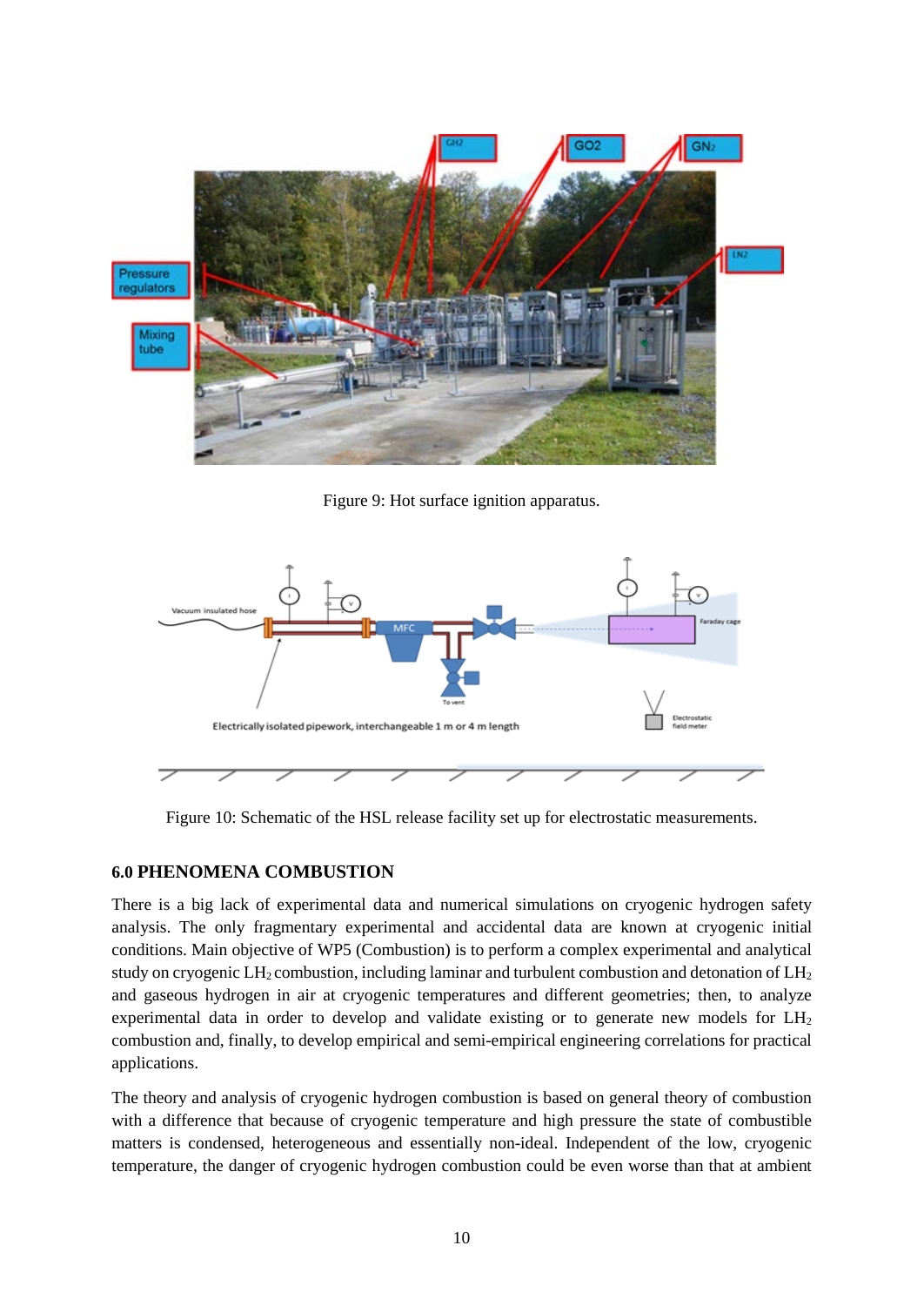Figure 9: Hot surface ignition apparatus.

Figure 10: Schematic of the HSL release facility set up for electrostatic measurements.

## 6.0 PHENOMENA COMBUSTION

There is a big lack of experimental data and numerical simulations on cryogenic hydrogen safety analysis. The only fragmentary experimental and accidental data are known at cryogenic initial conditions. Main objective of WP5 (Combustion) is to perform a complex experimental and analytical study on cryogenic $LH_2$ combustion, including laminar and turbulent combustion and detonation of $LH_2$ and gaseous hydrogen in air at cryogenic temperatures and different geometries; then, to analyze experimental data in order to develop and validate existing or to generate new models for $LH_2$ combustion and, finally, to develop empirical and semi-empirical engineering correlations for practical applications.

The theory and analysis of cryogenic hydrogen combustion is based on general theory of combustion with a difference that because of cryogenic temperature and high pressure the state of combustible matters is condensed, heterogeneous and essentially non-ideal. Independent of the low, cryogenic temperature, the danger of cryogenic hydrogen combustion could be even worse than that at ambient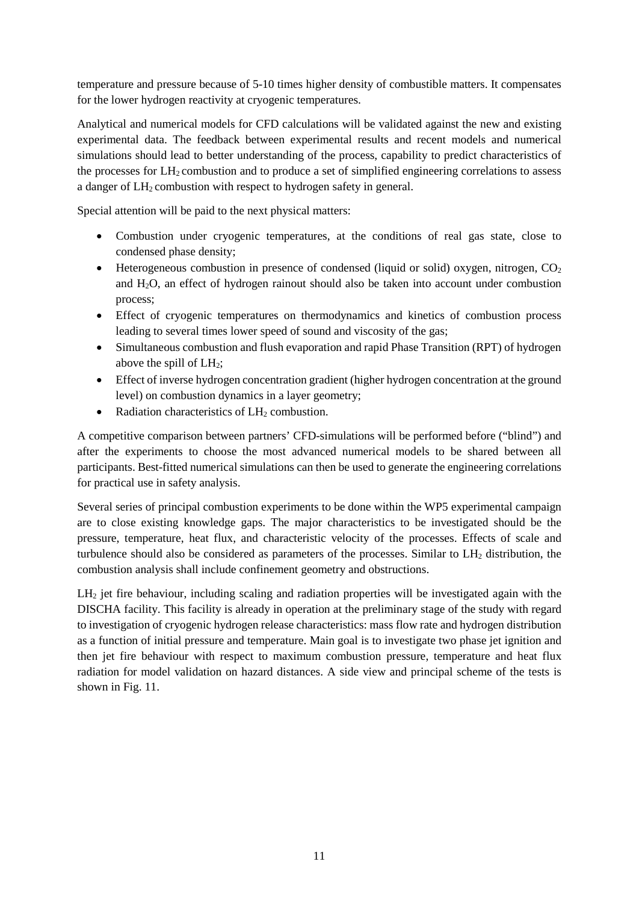temperature and pressure because of 5-10 times higher density of combustible matters. It compensates for the lower hydrogen reactivity at cryogenic temperatures.

Analytical and numerical models for CFD calculations will be validated against the new and existing experimental data. The feedback between experimental results and recent models and numerical simulations should lead to better understanding of the process, capability to predict characteristics of the processes for $LH_2$ combustion and to produce a set of simplified engineering correlations to assess a danger of $LH_2$ combustion with respect to hydrogen safety in general.

Special attention will be paid to the next physical matters:

- Combustion under cryogenic temperatures, at the conditions of real gas state, close to condensed phase density;
- Heterogeneous combustion in presence of condensed (liquid or solid) oxygen, nitrogen, $CO_2$ and $H_2O$, an effect of hydrogen rainout should also be taken into account under combustion process;
- Effect of cryogenic temperatures on thermodynamics and kinetics of combustion process leading to several times lower speed of sound and viscosity of the gas;
- Simultaneous combustion and flush evaporation and rapid Phase Transition (RPT) of hydrogen above the spill of $LH_2$;
- Effect of inverse hydrogen concentration gradient (higher hydrogen concentration at the ground level) on combustion dynamics in a layer geometry;
- Radiation characteristics of $LH_2$ combustion.

A competitive comparison between partners' CFD-simulations will be performed before ("blind") and after the experiments to choose the most advanced numerical models to be shared between all participants. Best-fitted numerical simulations can then be used to generate the engineering correlations for practical use in safety analysis.

Several series of principal combustion experiments to be done within the WP5 experimental campaign are to close existing knowledge gaps. The major characteristics to be investigated should be the pressure, temperature, heat flux, and characteristic velocity of the processes. Effects of scale and turbulence should also be considered as parameters of the processes. Similar to $LH_2$ distribution, the combustion analysis shall include confinement geometry and obstructions.

$LH_2$ jet fire behaviour, including scaling and radiation properties will be investigated again with the DISCHA facility. This facility is already in operation at the preliminary stage of the study with regard to investigation of cryogenic hydrogen release characteristics: mass flow rate and hydrogen distribution as a function of initial pressure and temperature. Main goal is to investigate two phase jet ignition and then jet fire behaviour with respect to maximum combustion pressure, temperature and heat flux radiation for model validation on hazard distances. A side view and principal scheme of the tests is shown in Fig. 11.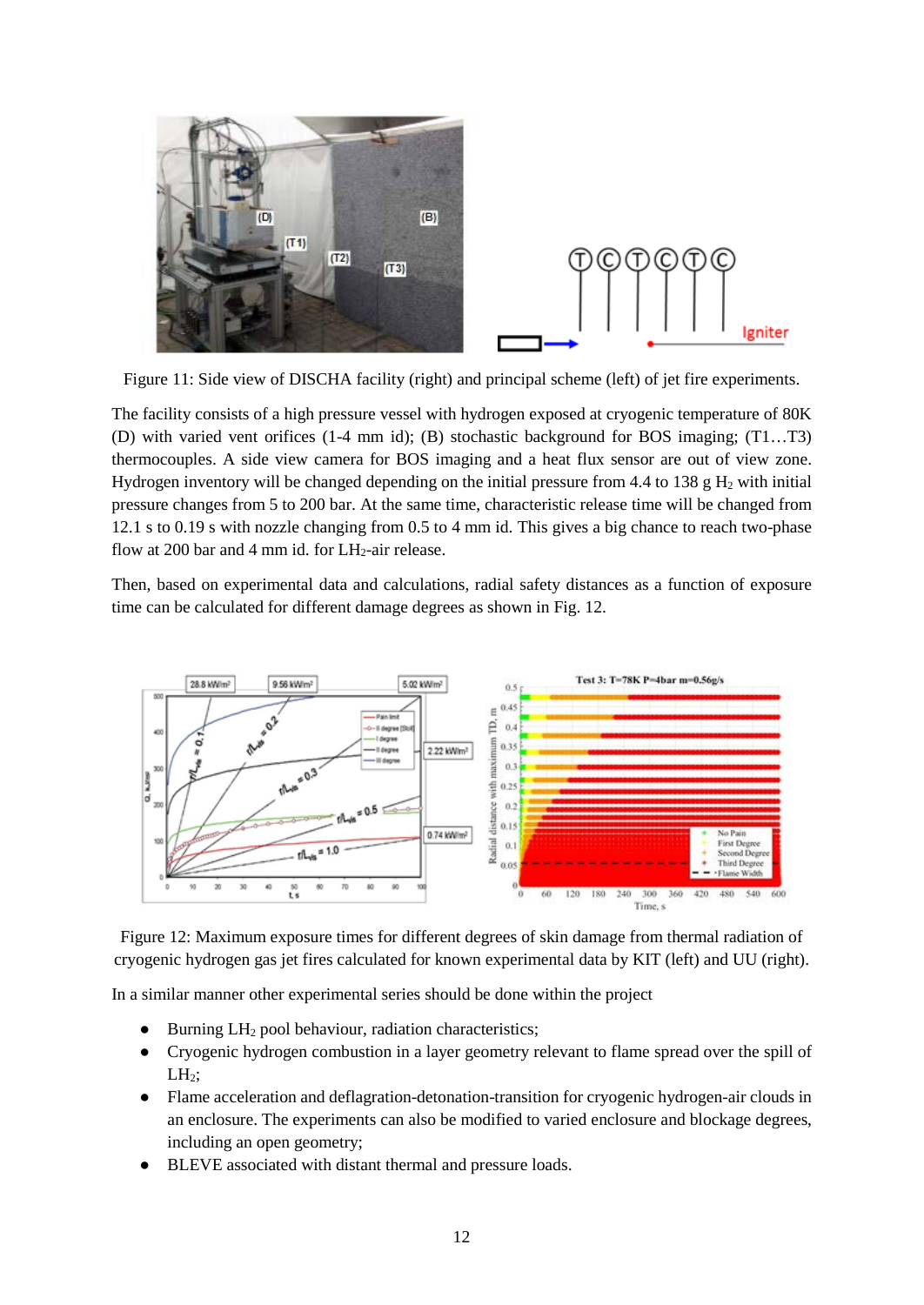Figure 11: Side view of DISCHA facility (right) and principal scheme (left) of jet fire experiments.

The facility consists of a high pressure vessel with hydrogen exposed at cryogenic temperature of 80K (D) with varied vent orifices (1-4 mm id); (B) stochastic background for BOS imaging; (T1…T3) thermocouples. A side view camera for BOS imaging and a heat flux sensor are out of view zone. Hydrogen inventory will be changed depending on the initial pressure from 4.4 to 138 g $H_2$ with initial pressure changes from 5 to 200 bar. At the same time, characteristic release time will be changed from 12.1 s to 0.19 s with nozzle changing from 0.5 to 4 mm id. This gives a big chance to reach two-phase flow at 200 bar and 4 mm id. for $LH_2$-air release.

Then, based on experimental data and calculations, radial safety distances as a function of exposure time can be calculated for different damage degrees as shown in Fig. 12.

Figure 12: Maximum exposure times for different degrees of skin damage from thermal radiation of cryogenic hydrogen gas jet fires calculated for known experimental data by KIT (left) and UU (right).

In a similar manner other experimental series should be done within the project

- Burning $LH_2$ pool behaviour, radiation characteristics;
- Cryogenic hydrogen combustion in a layer geometry relevant to flame spread over the spill of $LH_2$;
- Flame acceleration and deflagration-detonation-transition for cryogenic hydrogen-air clouds in an enclosure. The experiments can also be modified to varied enclosure and blockage degrees, including an open geometry;
- BLEVE associated with distant thermal and pressure loads.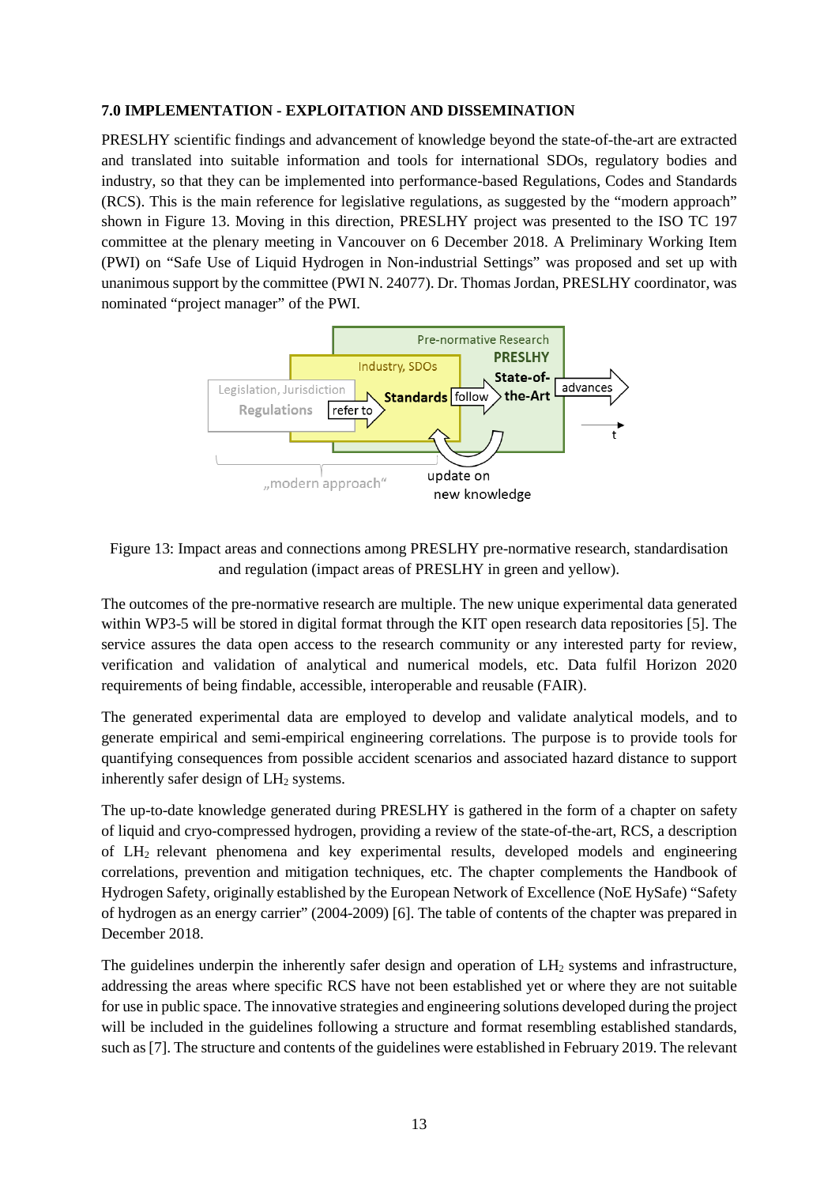## 7.0 IMPLEMENTATION - EXPLOITATION AND DISSEMINATION

PRESLHY scientific findings and advancement of knowledge beyond the state-of-the-art are extracted and translated into suitable information and tools for international SDOs, regulatory bodies and industry, so that they can be implemented into performance-based Regulations, Codes and Standards (RCS). This is the main reference for legislative regulations, as suggested by the "modern approach" shown in Figure 13. Moving in this direction, PRESLHY project was presented to the ISO TC 197 committee at the plenary meeting in Vancouver on 6 December 2018. A Preliminary Working Item (PWI) on "Safe Use of Liquid Hydrogen in Non-industrial Settings" was proposed and set up with unanimous support by the committee (PWI N. 24077). Dr. Thomas Jordan, PRESLHY coordinator, was nominated "project manager" of the PWI.

Figure 13: Impact areas and connections among PRESLHY pre-normative research, standardisation and regulation (impact areas of PRESLHY in green and yellow).

The outcomes of the pre-normative research are multiple. The new unique experimental data generated within WP3-5 will be stored in digital format through the KIT open research data repositories [5]. The service assures the data open access to the research community or any interested party for review, verification and validation of analytical and numerical models, etc. Data fulfil Horizon 2020 requirements of being findable, accessible, interoperable and reusable (FAIR).

The generated experimental data are employed to develop and validate analytical models, and to generate empirical and semi-empirical engineering correlations. The purpose is to provide tools for quantifying consequences from possible accident scenarios and associated hazard distance to support inherently safer design of $LH_2$ systems.

The up-to-date knowledge generated during PRESLHY is gathered in the form of a chapter on safety of liquid and cryo-compressed hydrogen, providing a review of the state-of-the-art, RCS, a description of $LH_2$ relevant phenomena and key experimental results, developed models and engineering correlations, prevention and mitigation techniques, etc. The chapter complements the Handbook of Hydrogen Safety, originally established by the European Network of Excellence (NoE HySafe) "Safety of hydrogen as an energy carrier" (2004-2009) [6]. The table of contents of the chapter was prepared in December 2018.

The guidelines underpin the inherently safer design and operation of $LH_2$ systems and infrastructure, addressing the areas where specific RCS have not been established yet or where they are not suitable for use in public space. The innovative strategies and engineering solutions developed during the project will be included in the guidelines following a structure and format resembling established standards, such as [7]. The structure and contents of the guidelines were established in February 2019. The relevant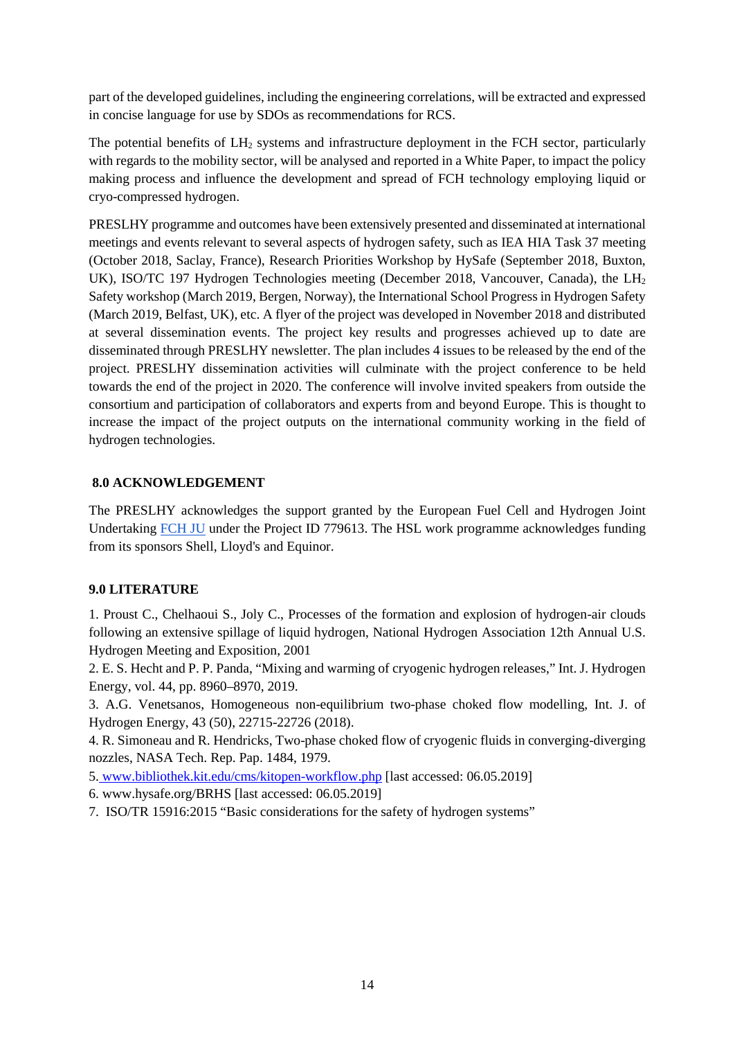part of the developed guidelines, including the engineering correlations, will be extracted and expressed in concise language for use by SDOs as recommendations for RCS.

The potential benefits of $LH_2$ systems and infrastructure deployment in the FCH sector, particularly with regards to the mobility sector, will be analysed and reported in a White Paper, to impact the policy making process and influence the development and spread of FCH technology employing liquid or cryo-compressed hydrogen.

PRESLHY programme and outcomes have been extensively presented and disseminated at international meetings and events relevant to several aspects of hydrogen safety, such as IEA HIA Task 37 meeting (October 2018, Saclay, France), Research Priorities Workshop by HySafe (September 2018, Buxton, UK), ISO/TC 197 Hydrogen Technologies meeting (December 2018, Vancouver, Canada), the $LH_2$ Safety workshop (March 2019, Bergen, Norway), the International School Progress in Hydrogen Safety (March 2019, Belfast, UK), etc. A flyer of the project was developed in November 2018 and distributed at several dissemination events. The project key results and progresses achieved up to date are disseminated through PRESLHY newsletter. The plan includes 4 issues to be released by the end of the project. PRESLHY dissemination activities will culminate with the project conference to be held towards the end of the project in 2020. The conference will involve invited speakers from outside the consortium and participation of collaborators and experts from and beyond Europe. This is thought to increase the impact of the project outputs on the international community working in the field of hydrogen technologies.

## 8.0 ACKNOWLEDGEMENT

The PRESLHY acknowledges the support granted by the European Fuel Cell and Hydrogen Joint Undertaking FCH JU under the Project ID 779613. The HSL work programme acknowledges funding from its sponsors Shell, Lloyd's and Equinor.

## 9.0 LITERATURE

1. Proust C., Chelhaoui S., Joly C., Processes of the formation and explosion of hydrogen-air clouds following an extensive spillage of liquid hydrogen, National Hydrogen Association 12th Annual U.S. Hydrogen Meeting and Exposition, 2001
2. E. S. Hecht and P. P. Panda, "Mixing and warming of cryogenic hydrogen releases," Int. J. Hydrogen Energy, vol. 44, pp. 8960–8970, 2019.
3. A.G. Venetsanos, Homogeneous non-equilibrium two-phase choked flow modelling, Int. J. of Hydrogen Energy, 43 (50), 22715-22726 (2018).
4. R. Simoneau and R. Hendricks, Two-phase choked flow of cryogenic fluids in converging-diverging nozzles, NASA Tech. Rep. Pap. 1484, 1979.
5. www.bibliothek.kit.edu/cms/kitopen-workflow.php [last accessed: 06.05.2019]
6. www.hysafe.org/BRHS [last accessed: 06.05.2019]
7. ISO/TR 15916:2015 "Basic considerations for the safety of hydrogen systems"